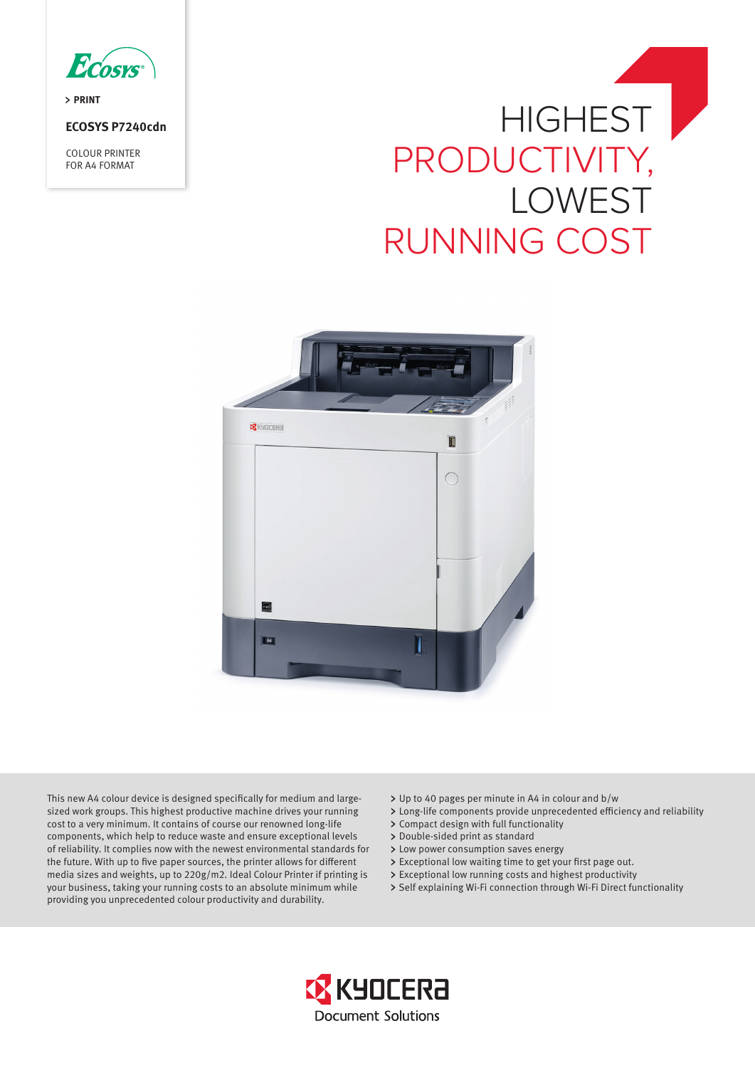ECOSYS

> PRINT

**ECOSYS P7240cdn**

COLOUR PRINTER
FOR A4 FORMAT

# HIGHEST PRODUCTIVITY, LOWEST RUNNING COST

This new A4 colour device is designed specifically for medium and large-sized work groups. This highest productive machine drives your running cost to a very minimum. It contains of course our renowned long-life components, which help to reduce waste and ensure exceptional levels of reliability. It complies now with the newest environmental standards for the future. With up to five paper sources, the printer allows for different media sizes and weights, up to 220g/m2. Ideal Colour Printer if printing is your business, taking your running costs to an absolute minimum while providing you unprecedented colour productivity and durability.

- Up to 40 pages per minute in A4 in colour and b/w
- Long-life components provide unprecedented efficiency and reliability
- Compact design with full functionality
- Double-sided print as standard
- Low power consumption saves energy
- Exceptional low waiting time to get your first page out.
- Exceptional low running costs and highest productivity
- Self explaining Wi-Fi connection through Wi-Fi Direct functionality

KYOCERA Document Solutions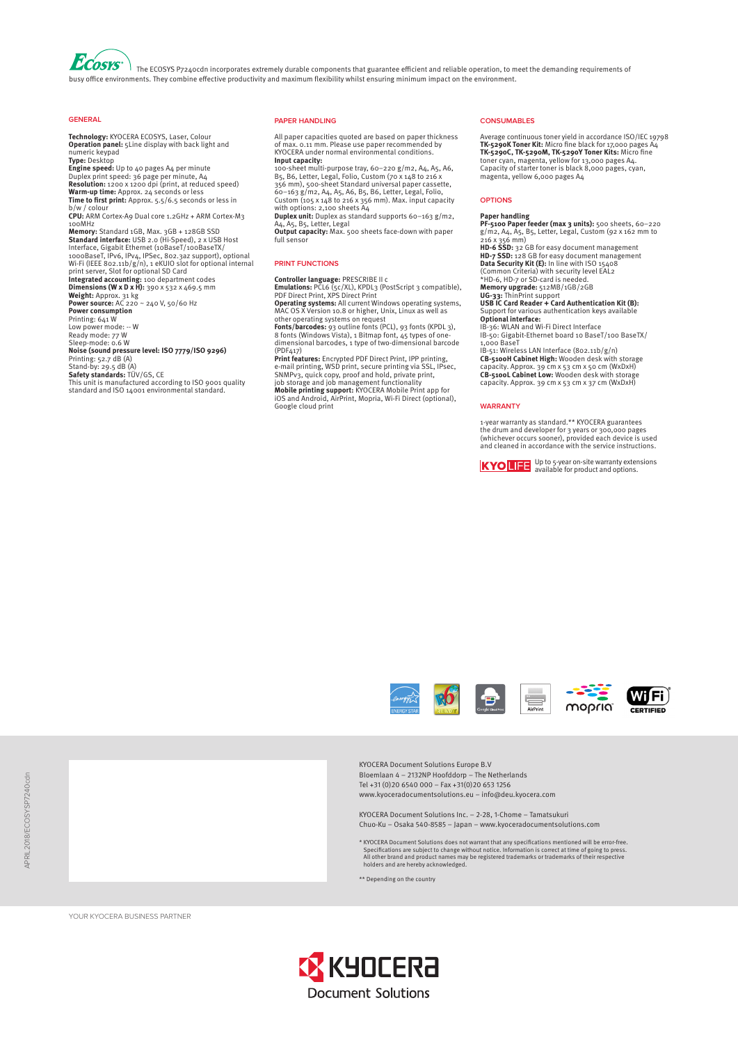The ECOSYS P7240cdn incorporates extremely durable components that guarantee efficient and reliable operation, to meet the demanding requirements of busy office environments. They combine effective productivity and maximum flexibility whilst ensuring minimum impact on the environment.

## GENERAL

**Technology:** KYOCERA ECOSYS, Laser, Colour
**Operation panel:** 5Line display with back light and numeric keypad
**Type:** Desktop
**Engine speed:** Up to 40 pages A4 per minute
Duplex print speed: 36 page per minute, A4
**Resolution:** 1200 x 1200 dpi (print, at reduced speed)
**Warm-up time:** Approx. 24 seconds or less
**Time to first print:** Approx. 5.5/6.5 seconds or less in b/w / colour
**CPU:** ARM Cortex-A9 Dual core 1.2GHz + ARM Cortex-M3 100MHz
**Memory:** Standard 1GB, Max. 3GB + 128GB SSD
**Standard interface:** USB 2.0 (Hi-Speed), 2 x USB Host Interface, Gigabit Ethernet (10BaseT/100BaseTX/1000BaseT, IPv6, IPv4, IPSec, 802.3az support), optional Wi-Fi (IEEE 802.11b/g/n), 1 eKUIO slot for optional internal print server, Slot for optional SD Card
**Integrated accounting:** 100 department codes
**Dimensions (W x D x H):** 390 x 532 x 469.5 mm
**Weight:** Approx. 31 kg
**Power source:** AC 220 ~ 240 V, 50/60 Hz
**Power consumption**
Printing: 641 W
Low power mode: -- W
Ready mode: 77 W
Sleep-mode: 0.6 W
**Noise (sound pressure level: ISO 7779/ISO 9296)**
Printing: 52.7 dB (A)
Stand-by: 29.5 dB (A)
**Safety standards:** TÜV/GS, CE
This unit is manufactured according to ISO 9001 quality standard and ISO 14001 environmental standard.

## PAPER HANDLING

All paper capacities quoted are based on paper thickness of max. 0.11 mm. Please use paper recommended by KYOCERA under normal environmental conditions.
**Input capacity:**
100-sheet multi-purpose tray, 60–220 g/m2, A4, A5, A6, B5, B6, Letter, Legal, Folio, Custom (70 x 148 to 216 x 356 mm), 500-sheet Standard universal paper cassette, 60–163 g/m2, A4, A5, A6, B5, B6, Letter, Legal, Folio, Custom (105 x 148 to 216 x 356 mm). Max. input capacity with options: 2,100 sheets A4
**Duplex unit:** Duplex as standard supports 60–163 g/m2, A4, A5, B5, Letter, Legal
**Output capacity:** Max. 500 sheets face-down with paper full sensor

## PRINT FUNCTIONS

**Controller language:** PRESCRIBE II c
**Emulations:** PCL6 (5c/XL), KPDL3 (PostScript 3 compatible), PDF Direct Print, XPS Direct Print
**Operating systems:** All current Windows operating systems, MAC OS X Version 10.8 or higher, Unix, Linux as well as other operating systems on request
**Fonts/barcodes:** 93 outline fonts (PCL), 93 fonts (KPDL 3), 8 fonts (Windows Vista), 1 Bitmap font, 45 types of one-dimensional barcodes, 1 type of two-dimensional barcode (PDF417)
**Print features:** Encrypted PDF Direct Print, IPP printing, e-mail printing, WSD print, secure printing via SSL, IPSec, SNMPv3, quick copy, proof and hold, private print, job storage and job management functionality
**Mobile printing support:** KYOCERA Mobile Print app for iOS and Android, AirPrint, Mopria, Wi-Fi Direct (optional), Google cloud print

## CONSUMABLES

Average continuous toner yield in accordance ISO/IEC 19798
**TK-5290K Toner Kit:** Micro fine black for 17,000 pages A4
**TK-5290C, TK-5290M, TK-5290Y Toner Kits:** Micro fine toner cyan, magenta, yellow for 13,000 pages A4.
Capacity of starter toner is black 8,000 pages, cyan, magenta, yellow 6,000 pages A4

## OPTIONS

**Paper handling**
**PF-5100 Paper feeder (max 3 units):** 500 sheets, 60–220 g/m2, A4, A5, B5, Letter, Legal, Custom (92 x 162 mm to 216 x 356 mm)
**HD-6 SSD:** 32 GB for easy document management
**HD-7 SSD:** 128 GB for easy document management
**Data Security Kit (E):** In line with ISO 15408 (Common Criteria) with security level EAL2
*HD-6, HD-7 or SD-card is needed.
**Memory upgrade:** 512MB/1GB/2GB
**UG-33:** ThinPrint support
**USB IC Card Reader + Card Authentication Kit (B):** Support for various authentication keys available
**Optional interface:**
IB-36: WLAN and Wi-Fi Direct Interface
IB-50: Gigabit-Ethernet board 10 BaseT/100 BaseTX/1,000 BaseT
IB-51: Wireless LAN Interface (802.11b/g/n)
**CB-5100H Cabinet High:** Wooden desk with storage capacity. Approx. 39 cm x 53 cm x 50 cm (WxDxH)
**CB-5100L Cabinet Low:** Wooden desk with storage capacity. Approx. 39 cm x 53 cm x 37 cm (WxDxH)

## WARRANTY

1-year warranty as standard.** KYOCERA guarantees the drum and developer for 3 years or 300,000 pages (whichever occurs sooner), provided each device is used and cleaned in accordance with the service instructions.

KYOLIFE Up to 5-year on-site warranty extensions available for product and options.

KYOCERA Document Solutions Europe B.V
Bloemlaan 4 – 2132NP Hoofddorp – The Netherlands
Tel +31 (0)20 6540 000 – Fax +31(0)20 653 1256
www.kyoceradocumentsolutions.eu – info@deu.kyocera.com

KYOCERA Document Solutions Inc. – 2-28, 1-Chome – Tamatsukuri
Chuo-Ku – Osaka 540-8585 – Japan – www.kyoceradocumentsolutions.com

* KYOCERA Document Solutions does not warrant that any specifications mentioned will be error-free. Specifications are subject to change without notice. Information is correct at time of going to press. All other brand and product names may be registered trademarks or trademarks of their respective holders and are hereby acknowledged.

** Depending on the country

APRIL2018/ECOSYSP7240cdn

YOUR KYOCERA BUSINESS PARTNER

KYOCERA Document Solutions